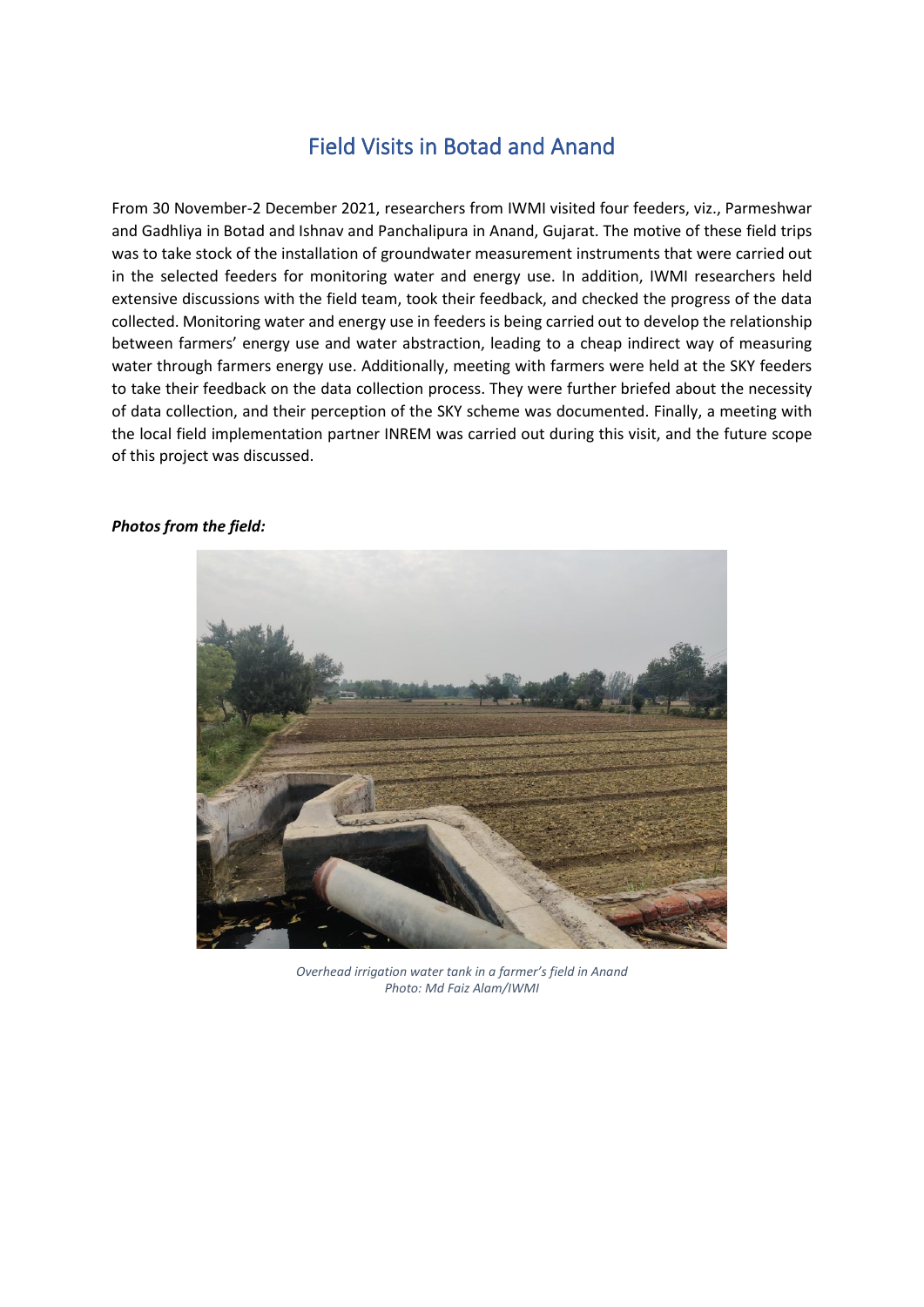# Field Visits in Botad and Anand

From 30 November-2 December 2021, researchers from IWMI visited four feeders, viz., Parmeshwar and Gadhliya in Botad and Ishnav and Panchalipura in Anand, Gujarat. The motive of these field trips was to take stock of the installation of groundwater measurement instruments that were carried out in the selected feeders for monitoring water and energy use. In addition, IWMI researchers held extensive discussions with the field team, took their feedback, and checked the progress of the data collected. Monitoring water and energy use in feeders is being carried out to develop the relationship between farmers' energy use and water abstraction, leading to a cheap indirect way of measuring water through farmers energy use. Additionally, meeting with farmers were held at the SKY feeders to take their feedback on the data collection process. They were further briefed about the necessity of data collection, and their perception of the SKY scheme was documented. Finally, a meeting with the local field implementation partner INREM was carried out during this visit, and the future scope of this project was discussed.

***Photos from the field:***

*Overhead irrigation water tank in a farmer's field in Anand*
*Photo: Md Faiz Alam/IWMI*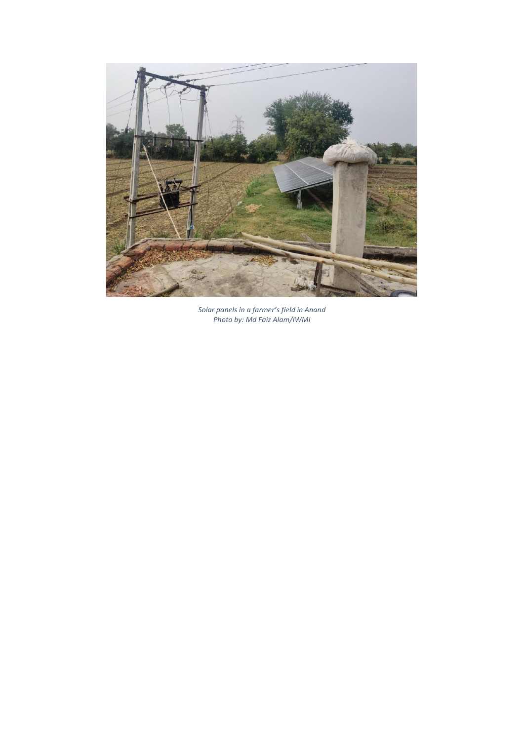*Solar panels in a farmer's field in Anand*
*Photo by: Md Faiz Alam/IWMI*